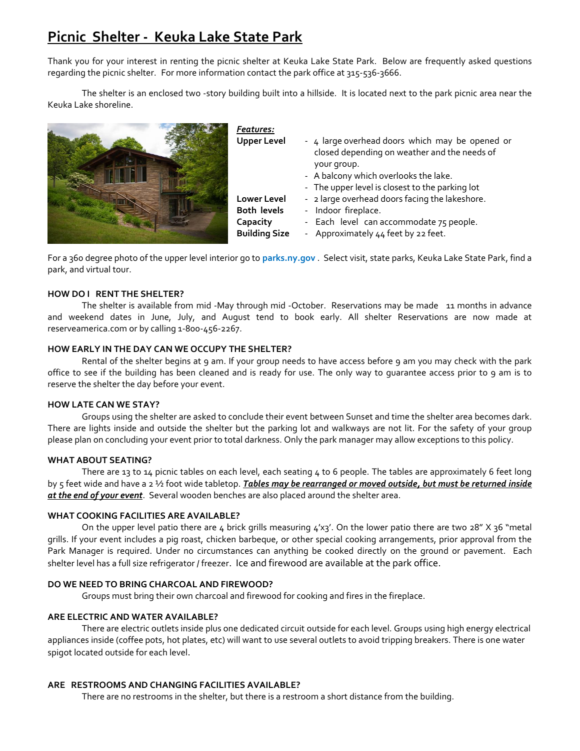# Picnic Shelter - Keuka Lake State Park

Thank you for your interest in renting the picnic shelter at Keuka Lake State Park. Below are frequently asked questions regarding the picnic shelter. For more information contact the park office at 315-536-3666.

The shelter is an enclosed two -story building built into a hillside. It is located next to the park picnic area near the Keuka Lake shoreline.

***Features:***

**Upper Level**
- 4 large overhead doors which may be opened or closed depending on weather and the needs of your group.
- A balcony which overlooks the lake.
- The upper level is closest to the parking lot

**Lower Level**
- 2 large overhead doors facing the lakeshore.

**Both levels**
- Indoor fireplace.

**Capacity**
- Each level can accommodate 75 people.

**Building Size**
- Approximately 44 feet by 22 feet.

For a 360 degree photo of the upper level interior go to **parks.ny.gov** . Select visit, state parks, Keuka Lake State Park, find a park, and virtual tour.

### HOW DO I RENT THE SHELTER?

The shelter is available from mid -May through mid -October. Reservations may be made 11 months in advance and weekend dates in June, July, and August tend to book early. All shelter Reservations are now made at reserveamerica.com or by calling 1-800-456-2267.

### HOW EARLY IN THE DAY CAN WE OCCUPY THE SHELTER?

Rental of the shelter begins at 9 am. If your group needs to have access before 9 am you may check with the park office to see if the building has been cleaned and is ready for use. The only way to guarantee access prior to 9 am is to reserve the shelter the day before your event.

### HOW LATE CAN WE STAY?

Groups using the shelter are asked to conclude their event between Sunset and time the shelter area becomes dark. There are lights inside and outside the shelter but the parking lot and walkways are not lit. For the safety of your group please plan on concluding your event prior to total darkness. Only the park manager may allow exceptions to this policy.

### WHAT ABOUT SEATING?

There are 13 to 14 picnic tables on each level, each seating 4 to 6 people. The tables are approximately 6 feet long by 5 feet wide and have a 2 ½ foot wide tabletop. ***Tables may be rearranged or moved outside, but must be returned inside at the end of your event***. Several wooden benches are also placed around the shelter area.

### WHAT COOKING FACILITIES ARE AVAILABLE?

On the upper level patio there are 4 brick grills measuring 4'x3'. On the lower patio there are two 28" X 36 "metal grills. If your event includes a pig roast, chicken barbeque, or other special cooking arrangements, prior approval from the Park Manager is required. Under no circumstances can anything be cooked directly on the ground or pavement. Each shelter level has a full size refrigerator / freezer. Ice and firewood are available at the park office.

### DO WE NEED TO BRING CHARCOAL AND FIREWOOD?

Groups must bring their own charcoal and firewood for cooking and fires in the fireplace.

### ARE ELECTRIC AND WATER AVAILABLE?

There are electric outlets inside plus one dedicated circuit outside for each level. Groups using high energy electrical appliances inside (coffee pots, hot plates, etc) will want to use several outlets to avoid tripping breakers. There is one water spigot located outside for each level.

### ARE RESTROOMS AND CHANGING FACILITIES AVAILABLE?

There are no restrooms in the shelter, but there is a restroom a short distance from the building.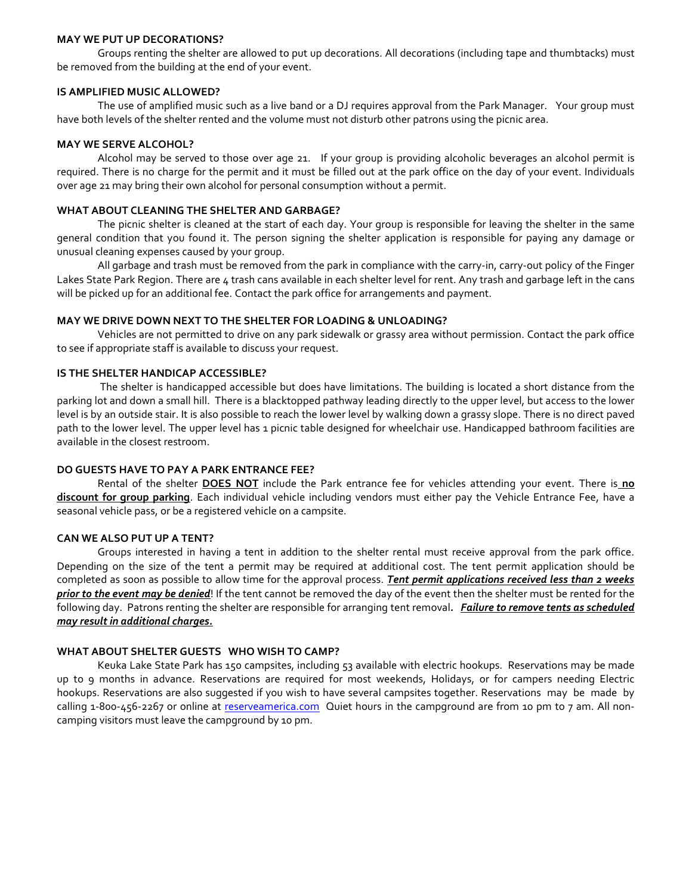**MAY WE PUT UP DECORATIONS?**

Groups renting the shelter are allowed to put up decorations. All decorations (including tape and thumbtacks) must be removed from the building at the end of your event.

**IS AMPLIFIED MUSIC ALLOWED?**

The use of amplified music such as a live band or a DJ requires approval from the Park Manager. Your group must have both levels of the shelter rented and the volume must not disturb other patrons using the picnic area.

**MAY WE SERVE ALCOHOL?**

Alcohol may be served to those over age 21. If your group is providing alcoholic beverages an alcohol permit is required. There is no charge for the permit and it must be filled out at the park office on the day of your event. Individuals over age 21 may bring their own alcohol for personal consumption without a permit.

**WHAT ABOUT CLEANING THE SHELTER AND GARBAGE?**

The picnic shelter is cleaned at the start of each day. Your group is responsible for leaving the shelter in the same general condition that you found it. The person signing the shelter application is responsible for paying any damage or unusual cleaning expenses caused by your group.

All garbage and trash must be removed from the park in compliance with the carry-in, carry-out policy of the Finger Lakes State Park Region. There are 4 trash cans available in each shelter level for rent. Any trash and garbage left in the cans will be picked up for an additional fee. Contact the park office for arrangements and payment.

**MAY WE DRIVE DOWN NEXT TO THE SHELTER FOR LOADING & UNLOADING?**

Vehicles are not permitted to drive on any park sidewalk or grassy area without permission. Contact the park office to see if appropriate staff is available to discuss your request.

**IS THE SHELTER HANDICAP ACCESSIBLE?**

The shelter is handicapped accessible but does have limitations. The building is located a short distance from the parking lot and down a small hill. There is a blacktopped pathway leading directly to the upper level, but access to the lower level is by an outside stair. It is also possible to reach the lower level by walking down a grassy slope. There is no direct paved path to the lower level. The upper level has 1 picnic table designed for wheelchair use. Handicapped bathroom facilities are available in the closest restroom.

**DO GUESTS HAVE TO PAY A PARK ENTRANCE FEE?**

Rental of the shelter **DOES NOT** include the Park entrance fee for vehicles attending your event. There is **no discount for group parking**. Each individual vehicle including vendors must either pay the Vehicle Entrance Fee, have a seasonal vehicle pass, or be a registered vehicle on a campsite.

**CAN WE ALSO PUT UP A TENT?**

Groups interested in having a tent in addition to the shelter rental must receive approval from the park office. Depending on the size of the tent a permit may be required at additional cost. The tent permit application should be completed as soon as possible to allow time for the approval process. ***Tent permit applications received less than 2 weeks prior to the event may be denied***! If the tent cannot be removed the day of the event then the shelter must be rented for the following day. Patrons renting the shelter are responsible for arranging tent removal. ***Failure to remove tents as scheduled may result in additional charges.***

**WHAT ABOUT SHELTER GUESTS WHO WISH TO CAMP?**

Keuka Lake State Park has 150 campsites, including 53 available with electric hookups. Reservations may be made up to 9 months in advance. Reservations are required for most weekends, Holidays, or for campers needing Electric hookups. Reservations are also suggested if you wish to have several campsites together. Reservations may be made by calling 1-800-456-2267 or online at reserveamerica.com Quiet hours in the campground are from 10 pm to 7 am. All non-camping visitors must leave the campground by 10 pm.